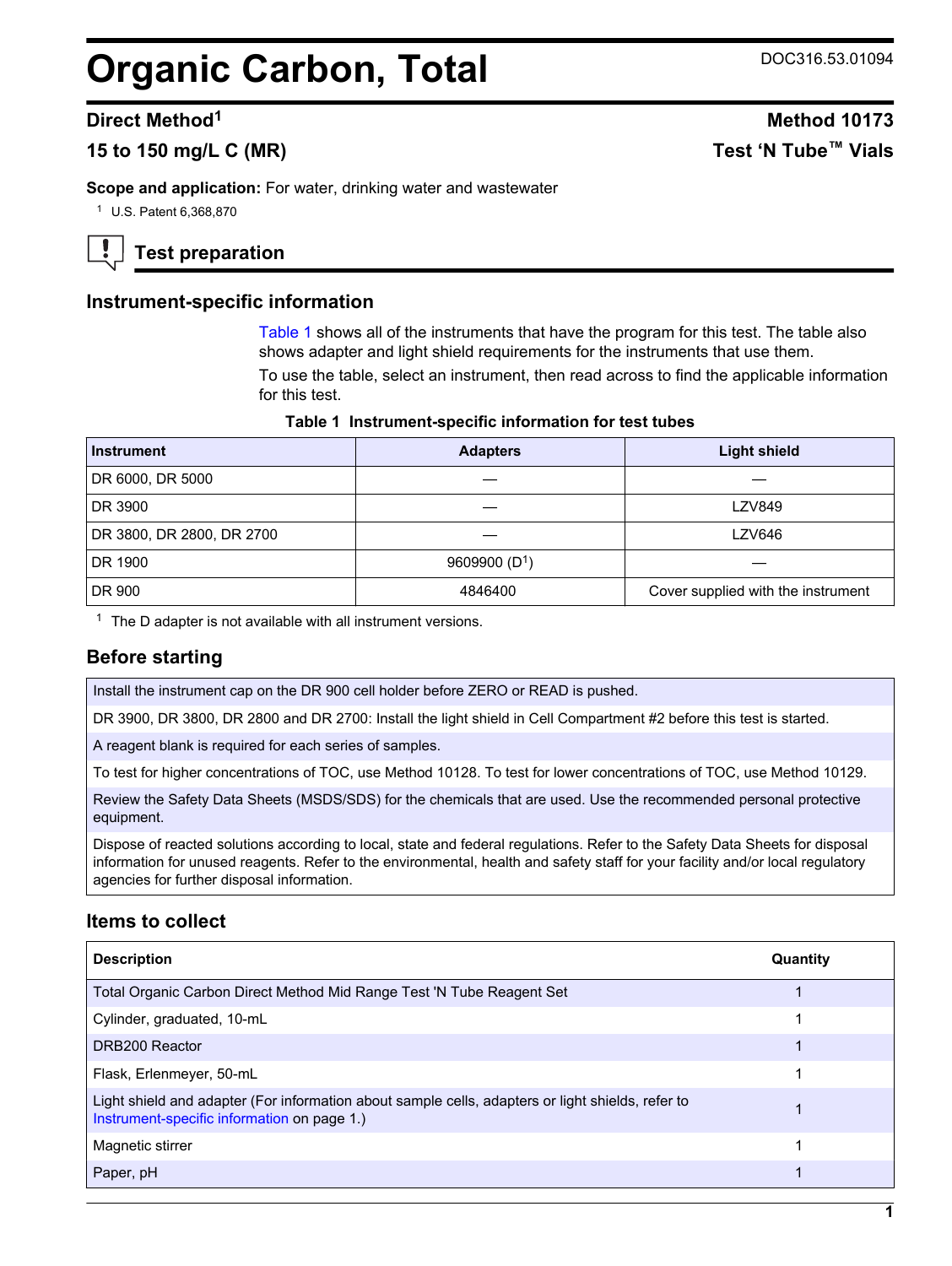# Organic Carbon, Total

DOC316.53.01094

## Direct Method[1]

## 15 to 150 mg/L C (MR)

**Method 10173**

**Test 'N Tube™ Vials**

**Scope and application:** For water, drinking water and wastewater

[1] U.S. Patent 6,368,870

## Test preparation

### Instrument-specific information

Table 1 shows all of the instruments that have the program for this test. The table also shows adapter and light shield requirements for the instruments that use them.

To use the table, select an instrument, then read across to find the applicable information for this test.

**Table 1 Instrument-specific information for test tubes**

| Instrument | Adapters | Light shield |
|---|---|---|
| DR 6000, DR 5000 | — | — |
| DR 3900 | — | LZV849 |
| DR 3800, DR 2800, DR 2700 | — | LZV646 |
| DR 1900 | 9609900 (D[1]) | — |
| DR 900 | 4846400 | Cover supplied with the instrument |

[1] The D adapter is not available with all instrument versions.

### Before starting

| |
|---|
| Install the instrument cap on the DR 900 cell holder before ZERO or READ is pushed. |
| DR 3900, DR 3800, DR 2800 and DR 2700: Install the light shield in Cell Compartment #2 before this test is started. |
| A reagent blank is required for each series of samples. |
| To test for higher concentrations of TOC, use Method 10128. To test for lower concentrations of TOC, use Method 10129. |
| Review the Safety Data Sheets (MSDS/SDS) for the chemicals that are used. Use the recommended personal protective equipment. |
| Dispose of reacted solutions according to local, state and federal regulations. Refer to the Safety Data Sheets for disposal information for unused reagents. Refer to the environmental, health and safety staff for your facility and/or local regulatory agencies for further disposal information. |

### Items to collect

| Description | Quantity |
|---|---|
| Total Organic Carbon Direct Method Mid Range Test 'N Tube Reagent Set | 1 |
| Cylinder, graduated, 10-mL | 1 |
| DRB200 Reactor | 1 |
| Flask, Erlenmeyer, 50-mL | 1 |
| Light shield and adapter (For information about sample cells, adapters or light shields, refer to Instrument-specific information on page 1.) | 1 |
| Magnetic stirrer | 1 |
| Paper, pH | 1 |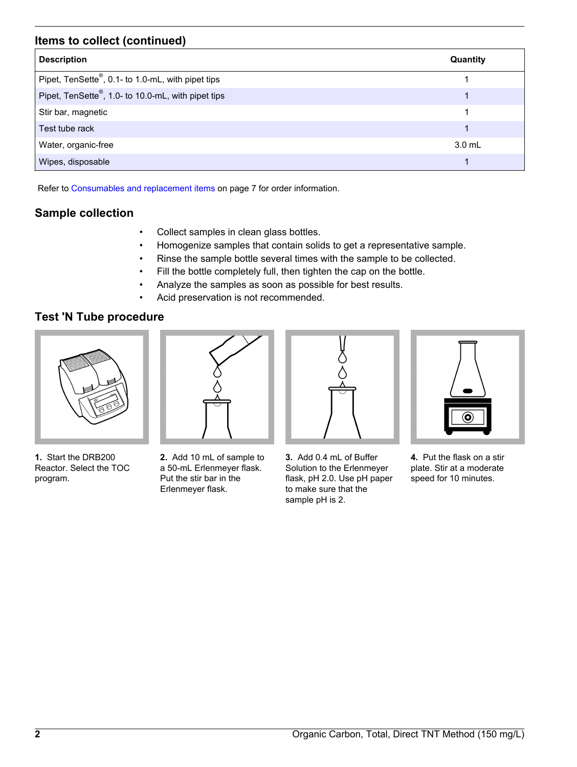## Items to collect (continued)

| Description | Quantity |
| --- | --- |
| Pipet, TenSette®, 0.1- to 1.0-mL, with pipet tips | 1 |
| Pipet, TenSette®, 1.0- to 10.0-mL, with pipet tips | 1 |
| Stir bar, magnetic | 1 |
| Test tube rack | 1 |
| Water, organic-free | 3.0 mL |
| Wipes, disposable | 1 |

Refer to Consumables and replacement items on page 7 for order information.

## Sample collection

- Collect samples in clean glass bottles.
- Homogenize samples that contain solids to get a representative sample.
- Rinse the sample bottle several times with the sample to be collected.
- Fill the bottle completely full, then tighten the cap on the bottle.
- Analyze the samples as soon as possible for best results.
- Acid preservation is not recommended.

## Test 'N Tube procedure

**1.** Start the DRB200 Reactor. Select the TOC program.

**2.** Add 10 mL of sample to a 50-mL Erlenmeyer flask. Put the stir bar in the Erlenmeyer flask.

**3.** Add 0.4 mL of Buffer Solution to the Erlenmeyer flask, pH 2.0. Use pH paper to make sure that the sample pH is 2.

**4.** Put the flask on a stir plate. Stir at a moderate speed for 10 minutes.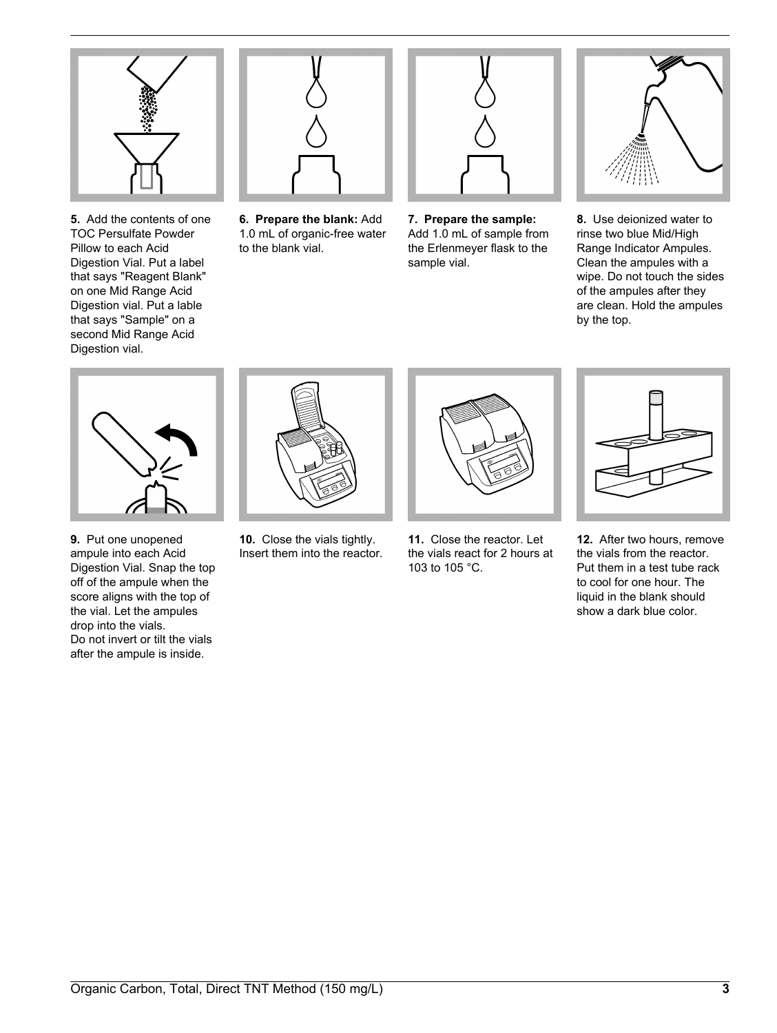**5.** Add the contents of one TOC Persulfate Powder Pillow to each Acid Digestion Vial. Put a label that says "Reagent Blank" on one Mid Range Acid Digestion vial. Put a lable that says "Sample" on a second Mid Range Acid Digestion vial.

**6. Prepare the blank:** Add 1.0 mL of organic-free water to the blank vial.

**7. Prepare the sample:** Add 1.0 mL of sample from the Erlenmeyer flask to the sample vial.

**8.** Use deionized water to rinse two blue Mid/High Range Indicator Ampules. Clean the ampules with a wipe. Do not touch the sides of the ampules after they are clean. Hold the ampules by the top.

**9.** Put one unopened ampule into each Acid Digestion Vial. Snap the top off of the ampule when the score aligns with the top of the vial. Let the ampules drop into the vials. Do not invert or tilt the vials after the ampule is inside.

**10.** Close the vials tightly. Insert them into the reactor.

**11.** Close the reactor. Let the vials react for 2 hours at 103 to 105 °C.

**12.** After two hours, remove the vials from the reactor. Put them in a test tube rack to cool for one hour. The liquid in the blank should show a dark blue color.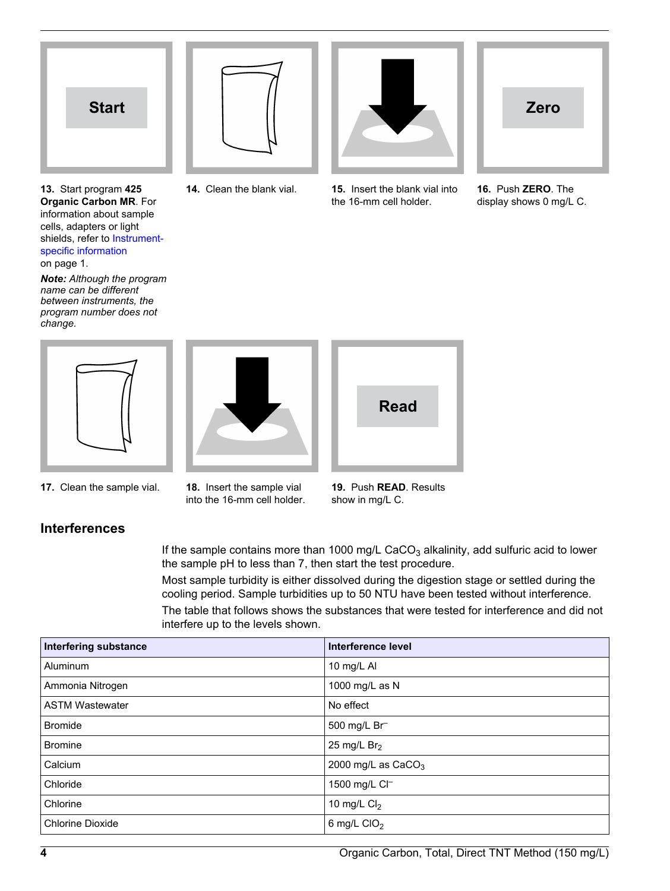13. Start program **425 Organic Carbon MR**. For information about sample cells, adapters or light shields, refer to Instrument-specific information on page 1.

***Note:** Although the program name can be different between instruments, the program number does not change.*

14. Clean the blank vial.

15. Insert the blank vial into the 16-mm cell holder.

16. Push **ZERO**. The display shows 0 mg/L C.

17. Clean the sample vial.

18. Insert the sample vial into the 16-mm cell holder.

19. Push **READ**. Results show in mg/L C.

## Interferences

If the sample contains more than 1000 mg/L $CaCO_3$ alkalinity, add sulfuric acid to lower the sample pH to less than 7, then start the test procedure.

Most sample turbidity is either dissolved during the digestion stage or settled during the cooling period. Sample turbidities up to 50 NTU have been tested without interference.

The table that follows shows the substances that were tested for interference and did not interfere up to the levels shown.

| Interfering substance | Interference level |
|---|---|
| Aluminum | 10 mg/L Al |
| Ammonia Nitrogen | 1000 mg/L as N |
| ASTM Wastewater | No effect |
| Bromide | 500 mg/L $Br^-$ |
| Bromine | 25 mg/L $Br_2$ |
| Calcium | 2000 mg/L as $CaCO_3$ |
| Chloride | 1500 mg/L $Cl^-$ |
| Chlorine | 10 mg/L $Cl_2$ |
| Chlorine Dioxide | 6 mg/L $ClO_2$ |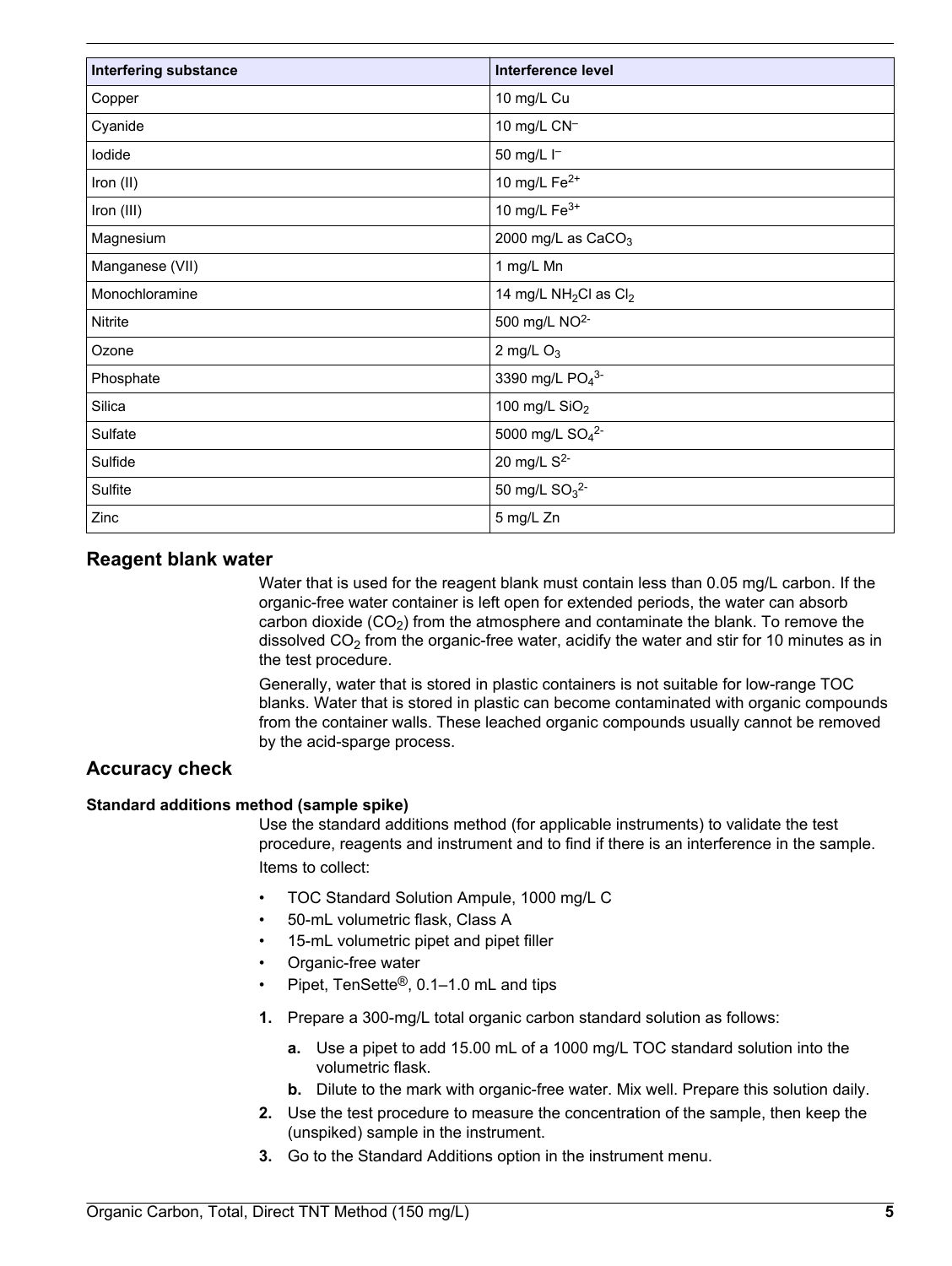| Interfering substance | Interference level |
| --- | --- |
| Copper | 10 mg/L Cu |
| Cyanide | 10 mg/L $CN^-$ |
| Iodide | 50 mg/L $I^-$ |
| Iron (II) | 10 mg/L $Fe^{2+}$ |
| Iron (III) | 10 mg/L $Fe^{3+}$ |
| Magnesium | 2000 mg/L as $CaCO_3$ |
| Manganese (VII) | 1 mg/L Mn |
| Monochloramine | 14 mg/L $NH_2Cl$ as $Cl_2$ |
| Nitrite | 500 mg/L $NO^{2-}$ |
| Ozone | 2 mg/L $O_3$ |
| Phosphate | 3390 mg/L $PO_4^{3-}$ |
| Silica | 100 mg/L $SiO_2$ |
| Sulfate | 5000 mg/L $SO_4^{2-}$ |
| Sulfide | 20 mg/L $S^{2-}$ |
| Sulfite | 50 mg/L $SO_3^{2-}$ |
| Zinc | 5 mg/L Zn |

## Reagent blank water

Water that is used for the reagent blank must contain less than 0.05 mg/L carbon. If the organic-free water container is left open for extended periods, the water can absorb carbon dioxide ($CO_2$) from the atmosphere and contaminate the blank. To remove the dissolved $CO_2$ from the organic-free water, acidify the water and stir for 10 minutes as in the test procedure.

Generally, water that is stored in plastic containers is not suitable for low-range TOC blanks. Water that is stored in plastic can become contaminated with organic compounds from the container walls. These leached organic compounds usually cannot be removed by the acid-sparge process.

## Accuracy check

### Standard additions method (sample spike)

Use the standard additions method (for applicable instruments) to validate the test procedure, reagents and instrument and to find if there is an interference in the sample.

Items to collect:

- TOC Standard Solution Ampule, 1000 mg/L C
- 50-mL volumetric flask, Class A
- 15-mL volumetric pipet and pipet filler
- Organic-free water
- Pipet, TenSette®, 0.1–1.0 mL and tips

1. Prepare a 300-mg/L total organic carbon standard solution as follows:
   a. Use a pipet to add 15.00 mL of a 1000 mg/L TOC standard solution into the volumetric flask.
   b. Dilute to the mark with organic-free water. Mix well. Prepare this solution daily.
2. Use the test procedure to measure the concentration of the sample, then keep the (unspiked) sample in the instrument.
3. Go to the Standard Additions option in the instrument menu.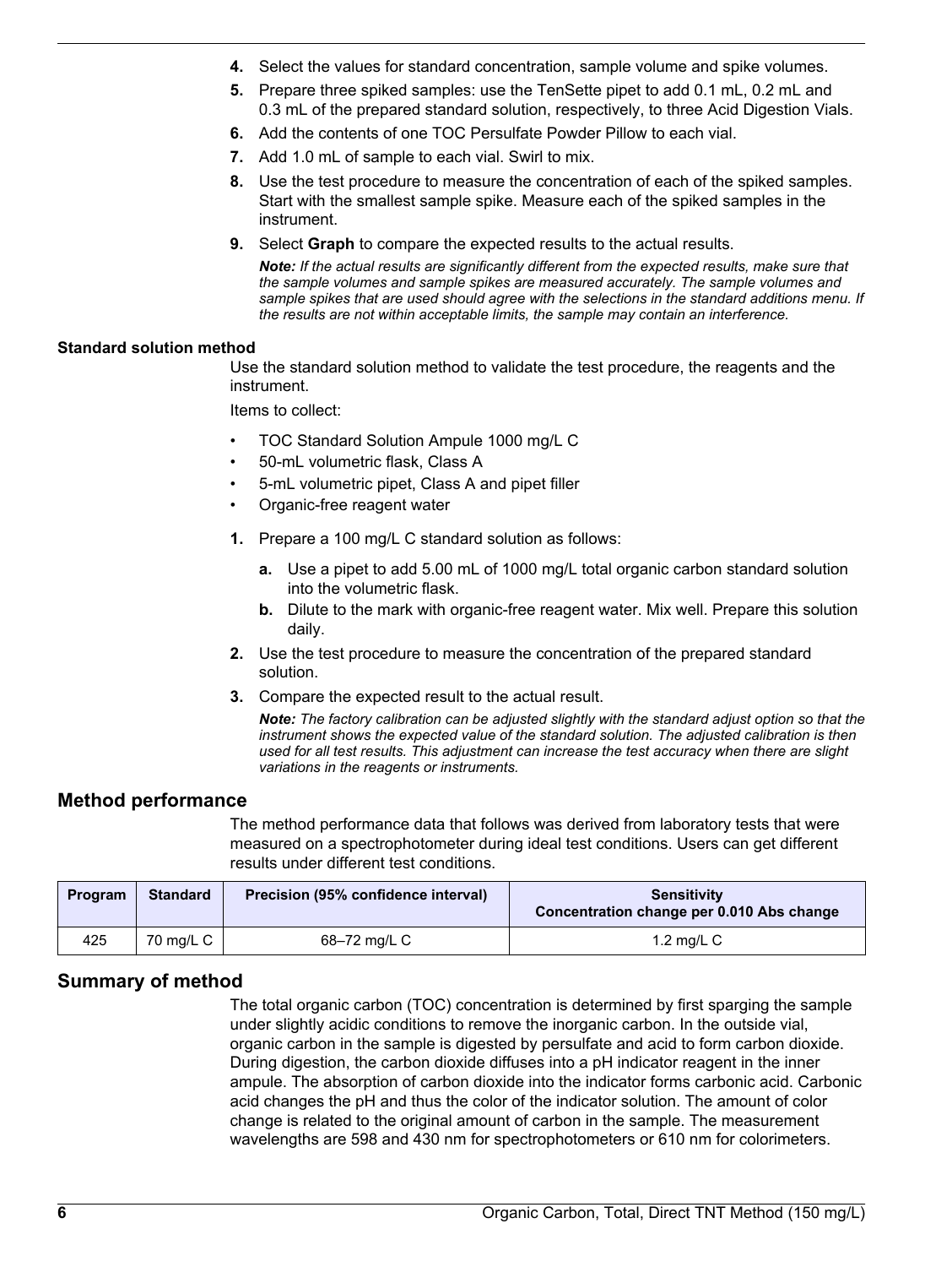4. Select the values for standard concentration, sample volume and spike volumes.
5. Prepare three spiked samples: use the TenSette pipet to add 0.1 mL, 0.2 mL and 0.3 mL of the prepared standard solution, respectively, to three Acid Digestion Vials.
6. Add the contents of one TOC Persulfate Powder Pillow to each vial.
7. Add 1.0 mL of sample to each vial. Swirl to mix.
8. Use the test procedure to measure the concentration of each of the spiked samples. Start with the smallest sample spike. Measure each of the spiked samples in the instrument.
9. Select **Graph** to compare the expected results to the actual results.

   ***Note:** If the actual results are significantly different from the expected results, make sure that the sample volumes and sample spikes are measured accurately. The sample volumes and sample spikes that are used should agree with the selections in the standard additions menu. If the results are not within acceptable limits, the sample may contain an interference.*

#### Standard solution method

Use the standard solution method to validate the test procedure, the reagents and the instrument.

Items to collect:

- TOC Standard Solution Ampule 1000 mg/L C
- 50-mL volumetric flask, Class A
- 5-mL volumetric pipet, Class A and pipet filler
- Organic-free reagent water

1. Prepare a 100 mg/L C standard solution as follows:
   a. Use a pipet to add 5.00 mL of 1000 mg/L total organic carbon standard solution into the volumetric flask.
   b. Dilute to the mark with organic-free reagent water. Mix well. Prepare this solution daily.
2. Use the test procedure to measure the concentration of the prepared standard solution.
3. Compare the expected result to the actual result.

   ***Note:** The factory calibration can be adjusted slightly with the standard adjust option so that the instrument shows the expected value of the standard solution. The adjusted calibration is then used for all test results. This adjustment can increase the test accuracy when there are slight variations in the reagents or instruments.*

## Method performance

The method performance data that follows was derived from laboratory tests that were measured on a spectrophotometer during ideal test conditions. Users can get different results under different test conditions.

| Program | Standard | Precision (95% confidence interval) | Sensitivity Concentration change per 0.010 Abs change |
|---|---|---|---|
| 425 | 70 mg/L C | 68–72 mg/L C | 1.2 mg/L C |

## Summary of method

The total organic carbon (TOC) concentration is determined by first sparging the sample under slightly acidic conditions to remove the inorganic carbon. In the outside vial, organic carbon in the sample is digested by persulfate and acid to form carbon dioxide. During digestion, the carbon dioxide diffuses into a pH indicator reagent in the inner ampule. The absorption of carbon dioxide into the indicator forms carbonic acid. Carbonic acid changes the pH and thus the color of the indicator solution. The amount of color change is related to the original amount of carbon in the sample. The measurement wavelengths are 598 and 430 nm for spectrophotometers or 610 nm for colorimeters.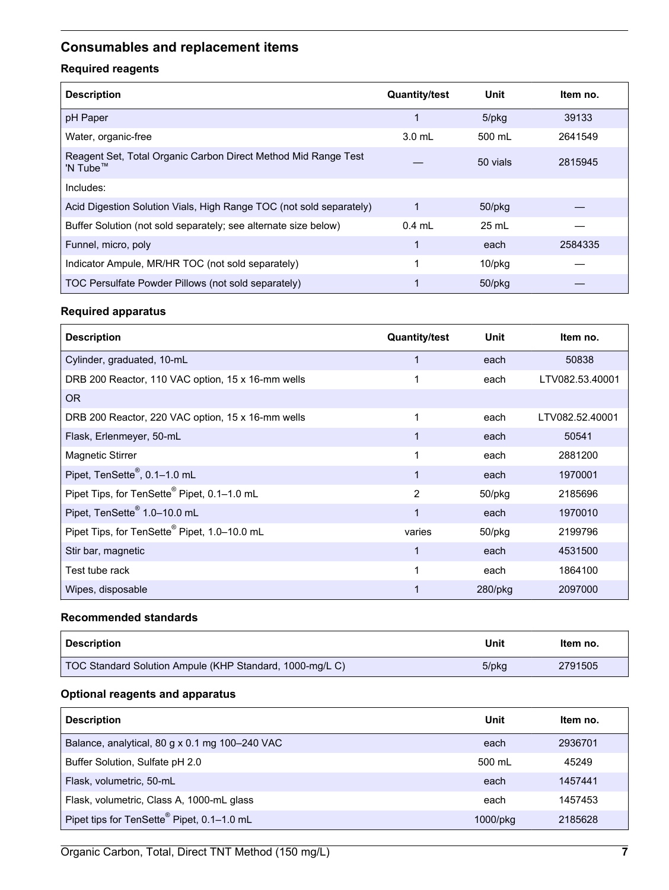## Consumables and replacement items

### Required reagents

| Description | Quantity/test | Unit | Item no. |
|---|---|---|---|
| pH Paper | 1 | 5/pkg | 39133 |
| Water, organic-free | 3.0 mL | 500 mL | 2641549 |
| Reagent Set, Total Organic Carbon Direct Method Mid Range Test 'N Tube™ | — | 50 vials | 2815945 |
| Includes: | | | |
| Acid Digestion Solution Vials, High Range TOC (not sold separately) | 1 | 50/pkg | — |
| Buffer Solution (not sold separately; see alternate size below) | 0.4 mL | 25 mL | — |
| Funnel, micro, poly | 1 | each | 2584335 |
| Indicator Ampule, MR/HR TOC (not sold separately) | 1 | 10/pkg | — |
| TOC Persulfate Powder Pillows (not sold separately) | 1 | 50/pkg | — |

### Required apparatus

| Description | Quantity/test | Unit | Item no. |
|---|---|---|---|
| Cylinder, graduated, 10-mL | 1 | each | 50838 |
| DRB 200 Reactor, 110 VAC option, 15 x 16-mm wells | 1 | each | LTV082.53.40001 |
| OR | | | |
| DRB 200 Reactor, 220 VAC option, 15 x 16-mm wells | 1 | each | LTV082.52.40001 |
| Flask, Erlenmeyer, 50-mL | 1 | each | 50541 |
| Magnetic Stirrer | 1 | each | 2881200 |
| Pipet, TenSette®, 0.1–1.0 mL | 1 | each | 1970001 |
| Pipet Tips, for TenSette® Pipet, 0.1–1.0 mL | 2 | 50/pkg | 2185696 |
| Pipet, TenSette® 1.0–10.0 mL | 1 | each | 1970010 |
| Pipet Tips, for TenSette® Pipet, 1.0–10.0 mL | varies | 50/pkg | 2199796 |
| Stir bar, magnetic | 1 | each | 4531500 |
| Test tube rack | 1 | each | 1864100 |
| Wipes, disposable | 1 | 280/pkg | 2097000 |

### Recommended standards

| Description | Unit | Item no. |
|---|---|---|
| TOC Standard Solution Ampule (KHP Standard, 1000-mg/L C) | 5/pkg | 2791505 |

### Optional reagents and apparatus

| Description | Unit | Item no. |
|---|---|---|
| Balance, analytical, 80 g x 0.1 mg 100–240 VAC | each | 2936701 |
| Buffer Solution, Sulfate pH 2.0 | 500 mL | 45249 |
| Flask, volumetric, 50-mL | each | 1457441 |
| Flask, volumetric, Class A, 1000-mL glass | each | 1457453 |
| Pipet tips for TenSette® Pipet, 0.1–1.0 mL | 1000/pkg | 2185628 |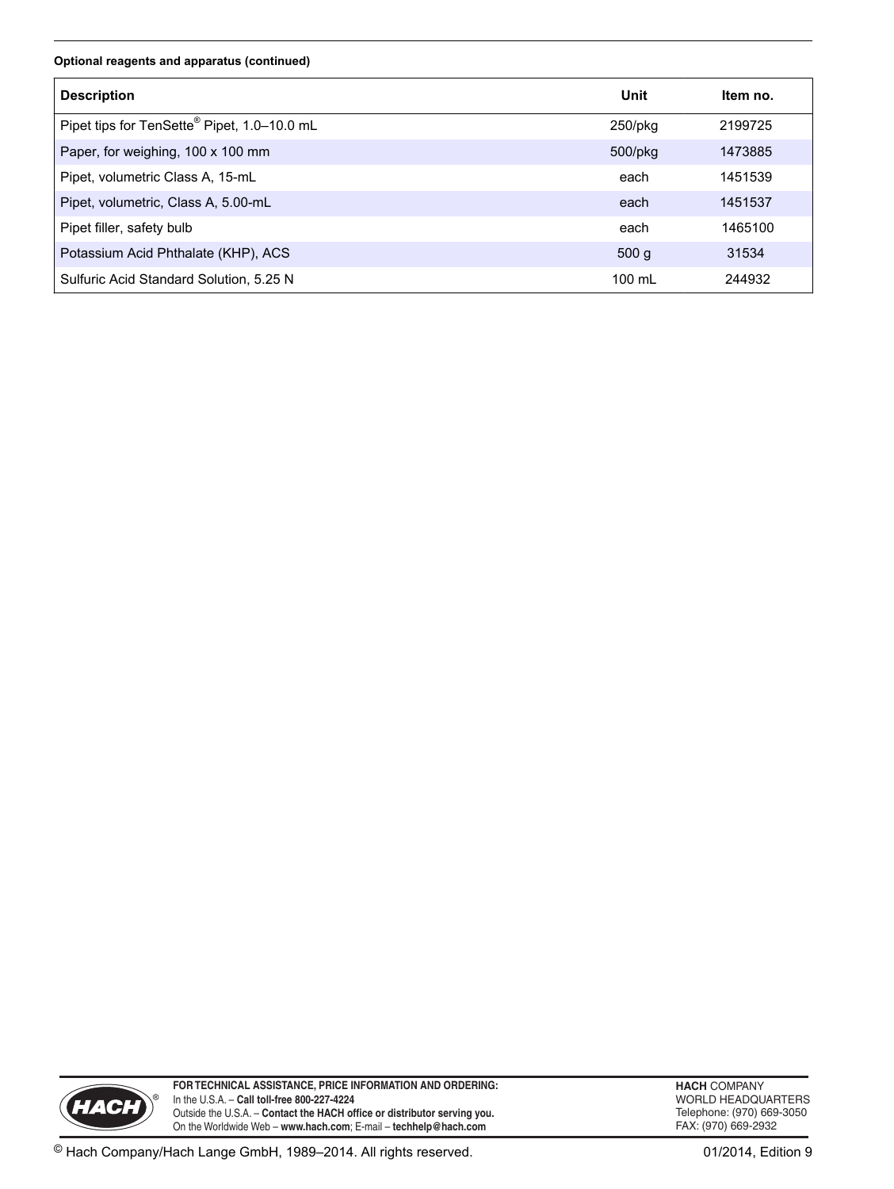**Optional reagents and apparatus (continued)**

| Description | Unit | Item no. |
|---|---|---|
| Pipet tips for TenSette® Pipet, 1.0–10.0 mL | 250/pkg | 2199725 |
| Paper, for weighing, 100 x 100 mm | 500/pkg | 1473885 |
| Pipet, volumetric Class A, 15-mL | each | 1451539 |
| Pipet, volumetric, Class A, 5.00-mL | each | 1451537 |
| Pipet filler, safety bulb | each | 1465100 |
| Potassium Acid Phthalate (KHP), ACS | 500 g | 31534 |
| Sulfuric Acid Standard Solution, 5.25 N | 100 mL | 244932 |

**FOR TECHNICAL ASSISTANCE, PRICE INFORMATION AND ORDERING:**
In the U.S.A. – **Call toll-free 800-227-4224**
Outside the U.S.A. – **Contact the HACH office or distributor serving you.**
On the Worldwide Web – **www.hach.com**; E-mail – **techhelp@hach.com**

**HACH** COMPANY
WORLD HEADQUARTERS
Telephone: (970) 669-3050
FAX: (970) 669-2932

© Hach Company/Hach Lange GmbH, 1989–2014. All rights reserved.

01/2014, Edition 9